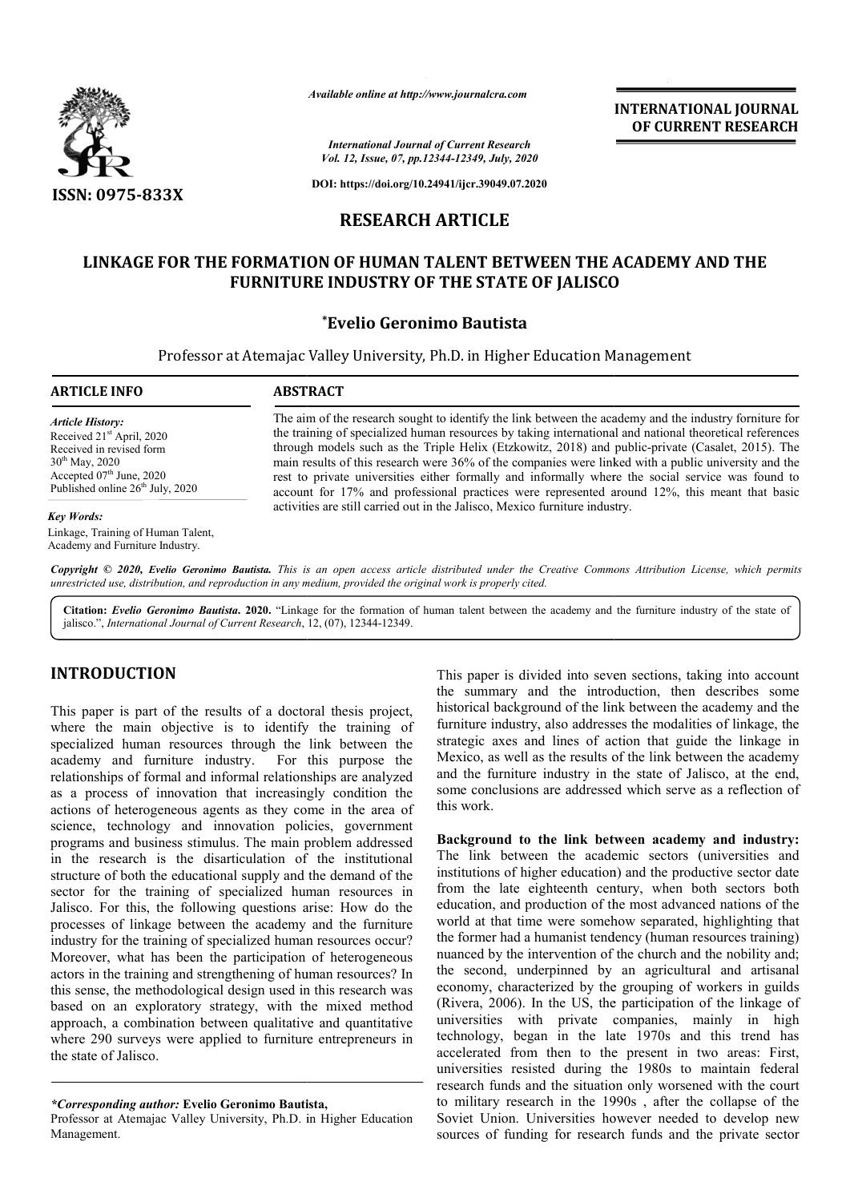*Available online at http://www.journalcra.com*

*International Journal of Current Research*
*Vol. 12, Issue, 07, pp.12344-12349, July, 2020*

**DOI: https://doi.org/10.24941/ijcr.39049.07.2020**

**INTERNATIONAL JOURNAL OF CURRENT RESEARCH**

**ISSN: 0975-833X**

## RESEARCH ARTICLE

# LINKAGE FOR THE FORMATION OF HUMAN TALENT BETWEEN THE ACADEMY AND THE FURNITURE INDUSTRY OF THE STATE OF JALISCO

**\*Evelio Geronimo Bautista**

Professor at Atemajac Valley University, Ph.D. in Higher Education Management

**ARTICLE INFO**

*Article History:*
Received 21st April, 2020
Received in revised form
30th May, 2020
Accepted 07th June, 2020
Published online 26th July, 2020

*Key Words:*
Linkage, Training of Human Talent, Academy and Furniture Industry.

**ABSTRACT**

The aim of the research sought to identify the link between the academy and the industry forniture for the training of specialized human resources by taking international and national theoretical references through models such as the Triple Helix (Etzkowitz, 2018) and public-private (Casalet, 2015). The main results of this research were 36% of the companies were linked with a public university and the rest to private universities either formally and informally where the social service was found to account for 17% and professional practices were represented around 12%, this meant that basic activities are still carried out in the Jalisco, Mexico furniture industry.

*Copyright © 2020, Evelio Geronimo Bautista. This is an open access article distributed under the Creative Commons Attribution License, which permits unrestricted use, distribution, and reproduction in any medium, provided the original work is properly cited.*

**Citation:** *Evelio Geronimo Bautista.* **2020.** "Linkage for the formation of human talent between the academy and the furniture industry of the state of jalisco.", *International Journal of Current Research*, 12, (07), 12344-12349.

## INTRODUCTION

This paper is part of the results of a doctoral thesis project, where the main objective is to identify the training of specialized human resources through the link between the academy and furniture industry. For this purpose the relationships of formal and informal relationships are analyzed as a process of innovation that increasingly condition the actions of heterogeneous agents as they come in the area of science, technology and innovation policies, government programs and business stimulus. The main problem addressed in the research is the disarticulation of the institutional structure of both the educational supply and the demand of the sector for the training of specialized human resources in Jalisco. For this, the following questions arise: How do the processes of linkage between the academy and the furniture industry for the training of specialized human resources occur? Moreover, what has been the participation of heterogeneous actors in the training and strengthening of human resources? In this sense, the methodological design used in this research was based on an exploratory strategy, with the mixed method approach, a combination between qualitative and quantitative where 290 surveys were applied to furniture entrepreneurs in the state of Jalisco.

This paper is divided into seven sections, taking into account the summary and the introduction, then describes some historical background of the link between the academy and the furniture industry, also addresses the modalities of linkage, the strategic axes and lines of action that guide the linkage in Mexico, as well as the results of the link between the academy and the furniture industry in the state of Jalisco, at the end, some conclusions are addressed which serve as a reflection of this work.

**Background to the link between academy and industry:** The link between the academic sectors (universities and institutions of higher education) and the productive sector date from the late eighteenth century, when both sectors both education, and production of the most advanced nations of the world at that time were somehow separated, highlighting that the former had a humanist tendency (human resources training) nuanced by the intervention of the church and the nobility and; the second, underpinned by an agricultural and artisanal economy, characterized by the grouping of workers in guilds (Rivera, 2006). In the US, the participation of the linkage of universities with private companies, mainly in high technology, began in the late 1970s and this trend has accelerated from then to the present in two areas: First, universities resisted during the 1980s to maintain federal research funds and the situation only worsened with the court to military research in the 1990s , after the collapse of the Soviet Union. Universities however needed to develop new sources of funding for research funds and the private sector

\*Corresponding author: **Evelio Geronimo Bautista,**
Professor at Atemajac Valley University, Ph.D. in Higher Education Management.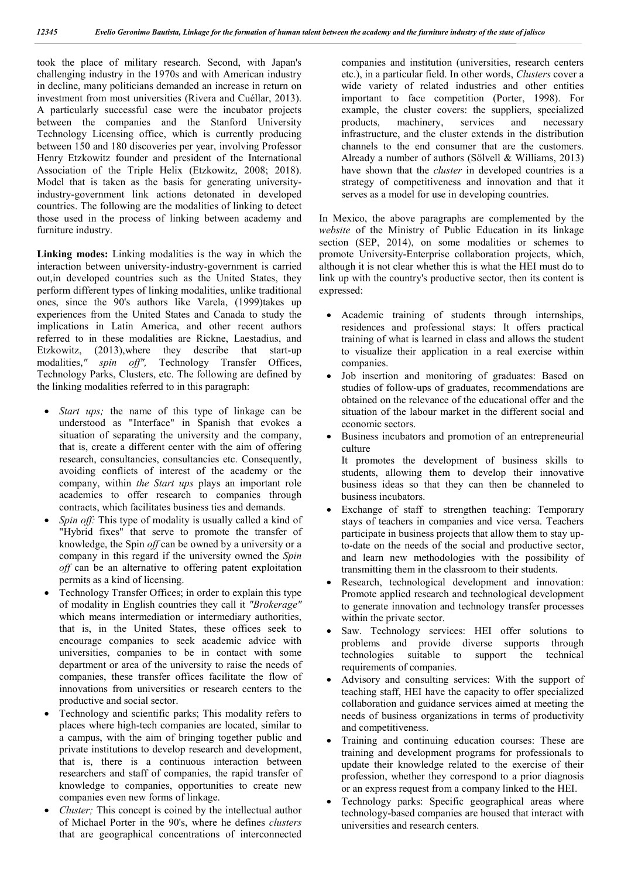took the place of military research. Second, with Japan's challenging industry in the 1970s and with American industry in decline, many politicians demanded an increase in return on investment from most universities (Rivera and Cuéllar, 2013). A particularly successful case were the incubator projects between the companies and the Stanford University Technology Licensing office, which is currently producing between 150 and 180 discoveries per year, involving Professor Henry Etzkowitz founder and president of the International Association of the Triple Helix (Etzkowitz, 2008; 2018). Model that is taken as the basis for generating university-industry-government link actions detonated in developed countries. The following are the modalities of linking to detect those used in the process of linking between academy and furniture industry.

**Linking modes:** Linking modalities is the way in which the interaction between university-industry-government is carried out,in developed countries such as the United States, they perform different types of linking modalities, unlike traditional ones, since the 90's authors like Varela, (1999)takes up experiences from the United States and Canada to study the implications in Latin America, and other recent authors referred to in these modalities are Rickne, Laestadius, and Etzkowitz, (2013),where they describe that start-up modalities,*" spin off",* Technology Transfer Offices, Technology Parks, Clusters, etc. The following are defined by the linking modalities referred to in this paragraph:

- *Start ups;* the name of this type of linkage can be understood as "Interface" in Spanish that evokes a situation of separating the university and the company, that is, create a different center with the aim of offering research, consultancies, consultancies etc. Consequently, avoiding conflicts of interest of the academy or the company, within *the Start ups* plays an important role academics to offer research to companies through contracts, which facilitates business ties and demands.
- *Spin off:* This type of modality is usually called a kind of "Hybrid fixes" that serve to promote the transfer of knowledge, the Spin *off* can be owned by a university or a company in this regard if the university owned the *Spin off* can be an alternative to offering patent exploitation permits as a kind of licensing.
- Technology Transfer Offices; in order to explain this type of modality in English countries they call it *"Brokerage"* which means intermediation or intermediary authorities, that is, in the United States, these offices seek to encourage companies to seek academic advice with universities, companies to be in contact with some department or area of the university to raise the needs of companies, these transfer offices facilitate the flow of innovations from universities or research centers to the productive and social sector.
- Technology and scientific parks; This modality refers to places where high-tech companies are located, similar to a campus, with the aim of bringing together public and private institutions to develop research and development, that is, there is a continuous interaction between researchers and staff of companies, the rapid transfer of knowledge to companies, opportunities to create new companies even new forms of linkage.
- *Cluster;* This concept is coined by the intellectual author of Michael Porter in the 90's, where he defines *clusters* that are geographical concentrations of interconnected companies and institution (universities, research centers etc.), in a particular field. In other words, *Clusters* cover a wide variety of related industries and other entities important to face competition (Porter, 1998). For example, the cluster covers: the suppliers, specialized products, machinery, services and necessary infrastructure, and the cluster extends in the distribution channels to the end consumer that are the customers. Already a number of authors (Sölvell & Williams, 2013) have shown that the *cluster* in developed countries is a strategy of competitiveness and innovation and that it serves as a model for use in developing countries.

In Mexico, the above paragraphs are complemented by the *website* of the Ministry of Public Education in its linkage section (SEP, 2014), on some modalities or schemes to promote University-Enterprise collaboration projects, which, although it is not clear whether this is what the HEI must do to link up with the country's productive sector, then its content is expressed:

- Academic training of students through internships, residences and professional stays: It offers practical training of what is learned in class and allows the student to visualize their application in a real exercise within companies.
- Job insertion and monitoring of graduates: Based on studies of follow-ups of graduates, recommendations are obtained on the relevance of the educational offer and the situation of the labour market in the different social and economic sectors.
- Business incubators and promotion of an entrepreneurial culture
  It promotes the development of business skills to students, allowing them to develop their innovative business ideas so that they can then be channeled to business incubators.
- Exchange of staff to strengthen teaching: Temporary stays of teachers in companies and vice versa. Teachers participate in business projects that allow them to stay up-to-date on the needs of the social and productive sector, and learn new methodologies with the possibility of transmitting them in the classroom to their students.
- Research, technological development and innovation: Promote applied research and technological development to generate innovation and technology transfer processes within the private sector.
- Saw. Technology services: HEI offer solutions to problems and provide diverse supports through technologies suitable to support the technical requirements of companies.
- Advisory and consulting services: With the support of teaching staff, HEI have the capacity to offer specialized collaboration and guidance services aimed at meeting the needs of business organizations in terms of productivity and competitiveness.
- Training and continuing education courses: These are training and development programs for professionals to update their knowledge related to the exercise of their profession, whether they correspond to a prior diagnosis or an express request from a company linked to the HEI.
- Technology parks: Specific geographical areas where technology-based companies are housed that interact with universities and research centers.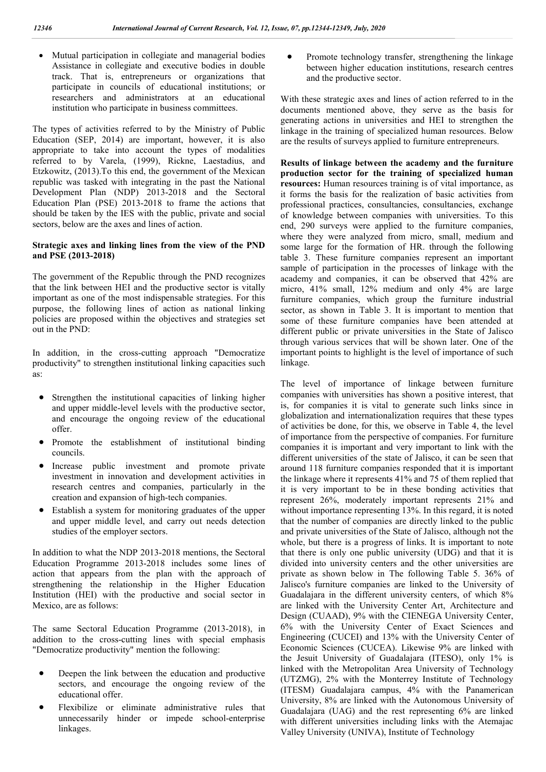- Mutual participation in collegiate and managerial bodies Assistance in collegiate and executive bodies in double track. That is, entrepreneurs or organizations that participate in councils of educational institutions; or researchers and administrators at an educational institution who participate in business committees.

The types of activities referred to by the Ministry of Public Education (SEP, 2014) are important, however, it is also appropriate to take into account the types of modalities referred to by Varela, (1999), Rickne, Laestadius, and Etzkowitz, (2013).To this end, the government of the Mexican republic was tasked with integrating in the past the National Development Plan (NDP) 2013-2018 and the Sectoral Education Plan (PSE) 2013-2018 to frame the actions that should be taken by the IES with the public, private and social sectors, below are the axes and lines of action.

**Strategic axes and linking lines from the view of the PND and PSE (2013-2018)**

The government of the Republic through the PND recognizes that the link between HEI and the productive sector is vitally important as one of the most indispensable strategies. For this purpose, the following lines of action as national linking policies are proposed within the objectives and strategies set out in the PND:

In addition, in the cross-cutting approach "Democratize productivity" to strengthen institutional linking capacities such as:

- Strengthen the institutional capacities of linking higher and upper middle-level levels with the productive sector, and encourage the ongoing review of the educational offer.
- Promote the establishment of institutional binding councils.
- Increase public investment and promote private investment in innovation and development activities in research centres and companies, particularly in the creation and expansion of high-tech companies.
- Establish a system for monitoring graduates of the upper and upper middle level, and carry out needs detection studies of the employer sectors.

In addition to what the NDP 2013-2018 mentions, the Sectoral Education Programme 2013-2018 includes some lines of action that appears from the plan with the approach of strengthening the relationship in the Higher Education Institution (HEI) with the productive and social sector in Mexico, are as follows:

The same Sectoral Education Programme (2013-2018), in addition to the cross-cutting lines with special emphasis "Democratize productivity" mention the following:

- Deepen the link between the education and productive sectors, and encourage the ongoing review of the educational offer.
- Flexibilize or eliminate administrative rules that unnecessarily hinder or impede school-enterprise linkages.
- Promote technology transfer, strengthening the linkage between higher education institutions, research centres and the productive sector.

With these strategic axes and lines of action referred to in the documents mentioned above, they serve as the basis for generating actions in universities and HEI to strengthen the linkage in the training of specialized human resources. Below are the results of surveys applied to furniture entrepreneurs.

**Results of linkage between the academy and the furniture production sector for the training of specialized human resources:** Human resources training is of vital importance, as it forms the basis for the realization of basic activities from professional practices, consultancies, consultancies, exchange of knowledge between companies with universities. To this end, 290 surveys were applied to the furniture companies, where they were analyzed from micro, small, medium and some large for the formation of HR. through the following table 3. These furniture companies represent an important sample of participation in the processes of linkage with the academy and companies, it can be observed that 42% are micro, 41% small, 12% medium and only 4% are large furniture companies, which group the furniture industrial sector, as shown in Table 3. It is important to mention that some of these furniture companies have been attended at different public or private universities in the State of Jalisco through various services that will be shown later. One of the important points to highlight is the level of importance of such linkage.

The level of importance of linkage between furniture companies with universities has shown a positive interest, that is, for companies it is vital to generate such links since in globalization and internationalization requires that these types of activities be done, for this, we observe in Table 4, the level of importance from the perspective of companies. For furniture companies it is important and very important to link with the different universities of the state of Jalisco, it can be seen that around 118 furniture companies responded that it is important the linkage where it represents 41% and 75 of them replied that it is very important to be in these bonding activities that represent 26%, moderately important represents 21% and without importance representing 13%. In this regard, it is noted that the number of companies are directly linked to the public and private universities of the State of Jalisco, although not the whole, but there is a progress of links. It is important to note that there is only one public university (UDG) and that it is divided into university centers and the other universities are private as shown below in The following Table 5. 36% of Jalisco's furniture companies are linked to the University of Guadalajara in the different university centers, of which 8% are linked with the University Center Art, Architecture and Design (CUAAD), 9% with the CIENEGA University Center, 6% with the University Center of Exact Sciences and Engineering (CUCEI) and 13% with the University Center of Economic Sciences (CUCEA). Likewise 9% are linked with the Jesuit University of Guadalajara (ITESO), only 1% is linked with the Metropolitan Area University of Technology (UTZMG), 2% with the Monterrey Institute of Technology (ITESM) Guadalajara campus, 4% with the Panamerican University, 8% are linked with the Autonomous University of Guadalajara (UAG) and the rest representing 6% are linked with different universities including links with the Atemajac Valley University (UNIVA), Institute of Technology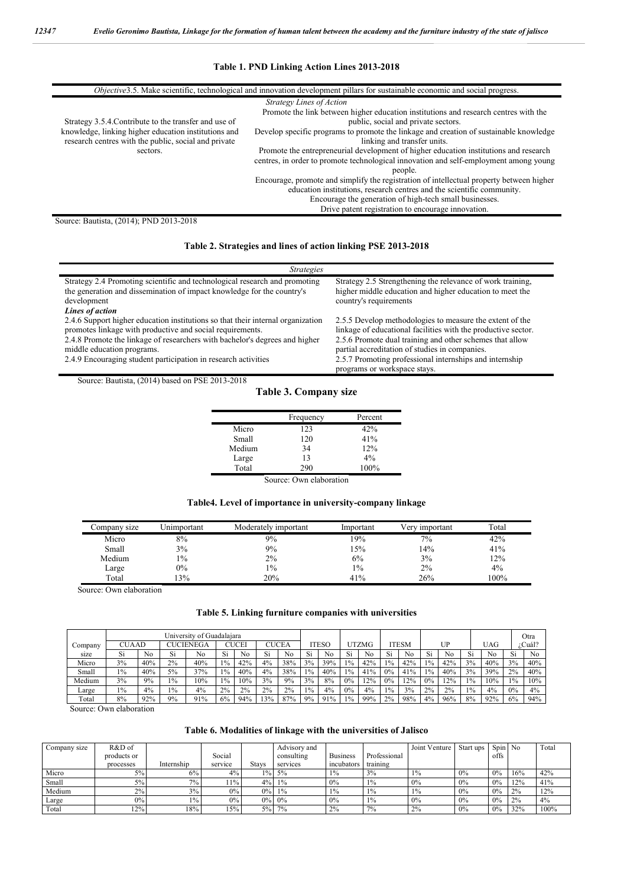**Table 1. PND Linking Action Lines 2013-2018**

| *Objective*3.5. Make scientific, technological and innovation development pillars for sustainable economic and social progress. | |
|---|---|
| | *Strategy Lines of Action* |
| Strategy 3.5.4.Contribute to the transfer and use of knowledge, linking higher education institutions and research centres with the public, social and private sectors. | Promote the link between higher education institutions and research centres with the public, social and private sectors.<br>Develop specific programs to promote the linkage and creation of sustainable knowledge linking and transfer units.<br>Promote the entrepreneurial development of higher education institutions and research centres, in order to promote technological innovation and self-employment among young people.<br>Encourage, promote and simplify the registration of intellectual property between higher education institutions, research centres and the scientific community.<br>Encourage the generation of high-tech small businesses.<br>Drive patent registration to encourage innovation. |

Source: Bautista, (2014); PND 2013-2018

**Table 2. Strategies and lines of action linking PSE 2013-2018**

| *Strategies* | |
|---|---|
| Strategy 2.4 Promoting scientific and technological research and promoting the generation and dissemination of impact knowledge for the country's development | Strategy 2.5 Strengthening the relevance of work training, higher middle education and higher education to meet the country's requirements |
| ***Lines of action*** | |
| 2.4.6 Support higher education institutions so that their internal organization promotes linkage with productive and social requirements.<br>2.4.8 Promote the linkage of researchers with bachelor's degrees and higher middle education programs.<br>2.4.9 Encouraging student participation in research activities | 2.5.5 Develop methodologies to measure the extent of the linkage of educational facilities with the productive sector.<br>2.5.6 Promote dual training and other schemes that allow partial accreditation of studies in companies.<br>2.5.7 Promoting professional internships and internship programs or workspace stays. |

Source: Bautista, (2014) based on PSE 2013-2018

**Table 3. Company size**

| | Frequency | Percent |
|---|---|---|
| Micro | 123 | 42% |
| Small | 120 | 41% |
| Medium | 34 | 12% |
| Large | 13 | 4% |
| Total | 290 | 100% |

Source: Own elaboration

**Table4. Level of importance in university-company linkage**

| Company size | Unimportant | Moderately important | Important | Very important | Total |
|---|---|---|---|---|---|
| Micro | 8% | 9% | 19% | 7% | 42% |
| Small | 3% | 9% | 15% | 14% | 41% |
| Medium | 1% | 2% | 6% | 3% | 12% |
| Large | 0% | 1% | 1% | 2% | 4% |
| Total | 13% | 20% | 41% | 26% | 100% |

Source: Own elaboration

**Table 5. Linking furniture companies with universities**

| | University of Guadalajara | | | | | | | | | | | | | | | | | | | | Otra | |
|---|---|---|---|---|---|---|---|---|---|---|---|---|---|---|---|---|---|---|---|---|---|---|
| Company | CUAAD | | CUCIENEGA | | CUCEI | | CUCEA | | ITESO | | UTZMG | | ITESM | | UP | | UAG | | ¿Cuál? | |
| size | Si | No | Si | No | Si | No | Si | No | Si | No | Si | No | Si | No | Si | No | Si | No | Si | No |
| Micro | 3% | 40% | 2% | 40% | 1% | 42% | 4% | 38% | 3% | 39% | 1% | 42% | 1% | 42% | 1% | 42% | 3% | 40% | 3% | 40% |
| Small | 1% | 40% | 5% | 37% | 1% | 40% | 4% | 38% | 1% | 40% | 1% | 41% | 0% | 41% | 1% | 40% | 3% | 39% | 2% | 40% |
| Medium | 3% | 9% | 1% | 10% | 1% | 10% | 3% | 9% | 3% | 8% | 0% | 12% | 0% | 12% | 0% | 12% | 1% | 10% | 1% | 10% |
| Large | 1% | 4% | 1% | 4% | 2% | 2% | 2% | 2% | 1% | 4% | 0% | 4% | 1% | 3% | 2% | 2% | 1% | 4% | 0% | 4% |
| Total | 8% | 92% | 9% | 91% | 6% | 94% | 13% | 87% | 9% | 91% | 1% | 99% | 2% | 98% | 4% | 96% | 8% | 92% | 6% | 94% |

Source: Own elaboration

**Table 6. Modalities of linkage with the universities of Jalisco**

| Company size | R&D of products or processes | Internship | Social service | Stays | Advisory and consulting services | Business incubators | Professional training | Joint Venture | Start ups | Spin offs | No | Total |
|---|---|---|---|---|---|---|---|---|---|---|---|---|
| Micro | 5% | 6% | 4% | 1% | 5% | 1% | 3% | 1% | 0% | 0% | 16% | 42% |
| Small | 5% | 7% | 11% | 4% | 1% | 0% | 1% | 0% | 0% | 0% | 12% | 41% |
| Medium | 2% | 3% | 0% | 0% | 1% | 1% | 1% | 1% | 0% | 0% | 2% | 12% |
| Large | 0% | 1% | 0% | 0% | 0% | 0% | 1% | 0% | 0% | 0% | 2% | 4% |
| Total | 12% | 18% | 15% | 5% | 7% | 2% | 7% | 2% | 0% | 0% | 32% | 100% |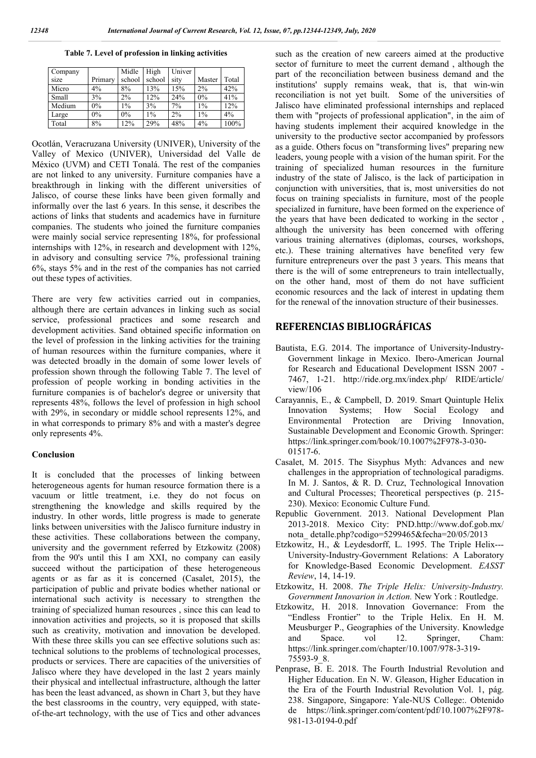**Table 7. Level of profession in linking activities**

| Company size | Primary | Midle school | High school | University | Master | Total |
|---|---|---|---|---|---|---|
| Micro | 4% | 8% | 13% | 15% | 2% | 42% |
| Small | 3% | 2% | 12% | 24% | 0% | 41% |
| Medium | 0% | 1% | 3% | 7% | 1% | 12% |
| Large | 0% | 0% | 1% | 2% | 1% | 4% |
| Total | 8% | 12% | 29% | 48% | 4% | 100% |

Ocotlán, Veracruzana University (UNIVER), University of the Valley of Mexico (UNIVER), Universidad del Valle de México (UVM) and CETI Tonalá. The rest of the companies are not linked to any university. Furniture companies have a breakthrough in linking with the different universities of Jalisco, of course these links have been given formally and informally over the last 6 years. In this sense, it describes the actions of links that students and academics have in furniture companies. The students who joined the furniture companies were mainly social service representing 18%, for professional internships with 12%, in research and development with 12%, in advisory and consulting service 7%, professional training 6%, stays 5% and in the rest of the companies has not carried out these types of activities.

There are very few activities carried out in companies, although there are certain advances in linking such as social service, professional practices and some research and development activities. Sand obtained specific information on the level of profession in the linking activities for the training of human resources within the furniture companies, where it was detected broadly in the domain of some lower levels of profession shown through the following Table 7. The level of profession of people working in bonding activities in the furniture companies is of bachelor's degree or university that represents 48%, follows the level of profession in high school with 29%, in secondary or middle school represents 12%, and in what corresponds to primary 8% and with a master's degree only represents 4%.

### Conclusion

It is concluded that the processes of linking between heterogeneous agents for human resource formation there is a vacuum or little treatment, i.e. they do not focus on strengthening the knowledge and skills required by the industry. In other words, little progress is made to generate links between universities with the Jalisco furniture industry in these activities. These collaborations between the company, university and the government referred by Etzkowitz (2008) from the 90's until this I am XXI, no company can easily succeed without the participation of these heterogeneous agents or as far as it is concerned (Casalet, 2015), the participation of public and private bodies whether national or international such activity is necessary to strengthen the training of specialized human resources , since this can lead to innovation activities and projects, so it is proposed that skills such as creativity, motivation and innovation be developed. With these three skills you can see effective solutions such as: technical solutions to the problems of technological processes, products or services. There are capacities of the universities of Jalisco where they have developed in the last 2 years mainly their physical and intellectual infrastructure, although the latter has been the least advanced, as shown in Chart 3, but they have the best classrooms in the country, very equipped, with state-of-the-art technology, with the use of Tics and other advances such as the creation of new careers aimed at the productive sector of furniture to meet the current demand , although the part of the reconciliation between business demand and the institutions' supply remains weak, that is, that win-win reconciliation is not yet built. Some of the universities of Jalisco have eliminated professional internships and replaced them with "projects of professional application", in the aim of having students implement their acquired knowledge in the university to the productive sector accompanied by professors as a guide. Others focus on "transforming lives" preparing new leaders, young people with a vision of the human spirit. For the training of specialized human resources in the furniture industry of the state of Jalisco, is the lack of participation in conjunction with universities, that is, most universities do not focus on training specialists in furniture, most of the people specialized in furniture, have been formed on the experience of the years that have been dedicated to working in the sector , although the university has been concerned with offering various training alternatives (diplomas, courses, workshops, etc.). These training alternatives have benefited very few furniture entrepreneurs over the past 3 years. This means that there is the will of some entrepreneurs to train intellectually, on the other hand, most of them do not have sufficient economic resources and the lack of interest in updating them for the renewal of the innovation structure of their businesses.

## REFERENCIAS BIBLIOGRÁFICAS

- Bautista, E.G. 2014. The importance of University-Industry-Government linkage in Mexico. Ibero-American Journal for Research and Educational Development ISSN 2007 - 7467, 1-21. http://ride.org.mx/index.php/ RIDE/article/ view/106
- Carayannis, E., & Campbell, D. 2019. Smart Quintuple Helix Innovation Systems; How Social Ecology and Environmental Protection are Driving Innovation, Sustainable Development and Economic Growth. Springer: https://link.springer.com/book/10.1007%2F978-3-030-01517-6.
- Casalet, M. 2015. The Sisyphus Myth: Advances and new challenges in the appropriation of technological paradigms. In M. J. Santos, & R. D. Cruz, Technological Innovation and Cultural Processes; Theoretical perspectives (p. 215-230). Mexico: Economic Culture Fund.
- Republic Government. 2013. National Development Plan 2013-2018. Mexico City: PND.http://www.dof.gob.mx/ nota_ detalle.php?codigo=5299465&fecha=20/05/2013
- Etzkowitz, H., & Leydesdorff, L. 1995. The Triple Helix---University-Industry-Government Relations: A Laboratory for Knowledge-Based Economic Development. *EASST Review*, 14, 14-19.
- Etzkowitz, H. 2008. *The Triple Helix: University-Industry. Government Innovarion in Action.* New York : Routledge.
- Etzkowitz, H. 2018. Innovation Governance: From the "Endless Frontier" to the Triple Helix. En H. M. Meusburger P., Geographies of the University. Knowledge and Space. vol 12. Springer, Cham: https://link.springer.com/chapter/10.1007/978-3-319-75593-9_8.
- Penprase, B. E. 2018. The Fourth Industrial Revolution and Higher Education. En N. W. Gleason, Higher Education in the Era of the Fourth Industrial Revolution Vol. 1, pág. 238. Singapore, Singapore: Yale-NUS College:. Obtenido de https://link.springer.com/content/pdf/10.1007%2F978-981-13-0194-0.pdf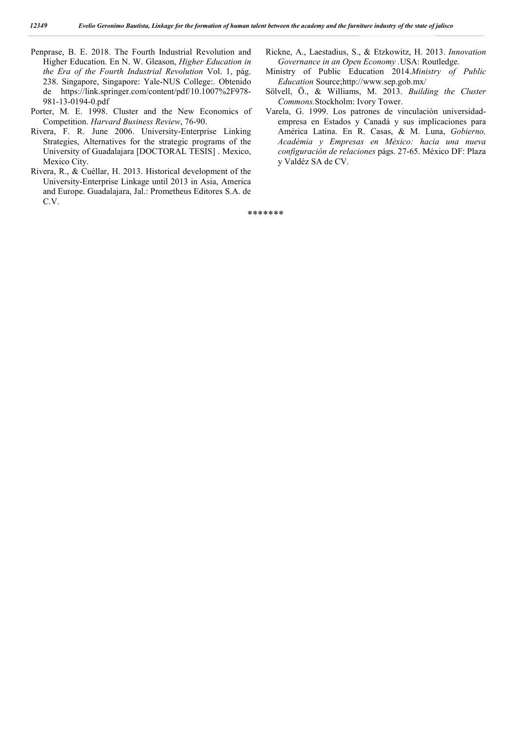Penprase, B. E. 2018. The Fourth Industrial Revolution and Higher Education. En N. W. Gleason, *Higher Education in the Era of the Fourth Industrial Revolution* Vol. 1, pág. 238. Singapore, Singapore: Yale-NUS College:. Obtenido de https://link.springer.com/content/pdf/10.1007%2F978-981-13-0194-0.pdf

Porter, M. E. 1998. Cluster and the New Economics of Competition. *Harvard Business Review*, 76-90.

Rivera, F. R. June 2006. University-Enterprise Linking Strategies, Alternatives for the strategic programs of the University of Guadalajara [DOCTORAL TESIS] . Mexico, Mexico City.

Rivera, R., & Cuéllar, H. 2013. Historical development of the University-Enterprise Linkage until 2013 in Asia, America and Europe. Guadalajara, Jal.: Prometheus Editores S.A. de C.V.

Rickne, A., Laestadius, S., & Etzkowitz, H. 2013. *Innovation Governance in an Open Economy* .USA: Routledge.

Ministry of Public Education 2014.*Ministry of Public Education* Source;http://www.sep.gob.mx/

Sölvell, Ö., & Williams, M. 2013. *Building the Cluster Commons.*Stockholm: Ivory Tower.

Varela, G. 1999. Los patrones de vinculación universidad-empresa en Estados y Canadá y sus implicaciones para América Latina. En R. Casas, & M. Luna, *Gobierno, Académia y Empresas en México: hacia una nueva configuración de relaciones* págs. 27-65. México DF: Plaza y Valdéz SA de CV.

*******